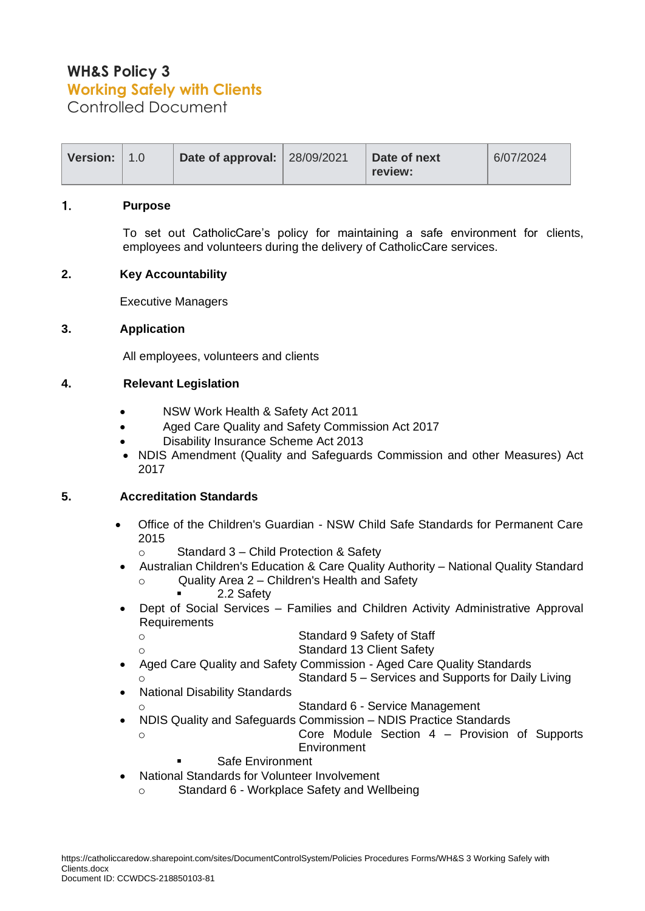# WH&S Policy 3

## Working Safely with Clients

Controlled Document

| Version: | 1.0 | Date of approval: | 28/09/2021 | Date of next review: | 6/07/2024 |
|---|---|---|---|---|---|

## 1. Purpose

To set out CatholicCare's policy for maintaining a safe environment for clients, employees and volunteers during the delivery of CatholicCare services.

## 2. Key Accountability

Executive Managers

## 3. Application

All employees, volunteers and clients

## 4. Relevant Legislation

- NSW Work Health & Safety Act 2011
- Aged Care Quality and Safety Commission Act 2017
- Disability Insurance Scheme Act 2013
- NDIS Amendment (Quality and Safeguards Commission and other Measures) Act 2017

## 5. Accreditation Standards

- Office of the Children's Guardian - NSW Child Safe Standards for Permanent Care 2015
  - Standard 3 – Child Protection & Safety
- Australian Children's Education & Care Quality Authority – National Quality Standard
  - Quality Area 2 – Children's Health and Safety
    - 2.2 Safety
- Dept of Social Services – Families and Children Activity Administrative Approval Requirements
  - Standard 9 Safety of Staff
  - Standard 13 Client Safety
- Aged Care Quality and Safety Commission - Aged Care Quality Standards
  - Standard 5 – Services and Supports for Daily Living
- National Disability Standards
  - Standard 6 - Service Management
- NDIS Quality and Safeguards Commission – NDIS Practice Standards
  - Core Module Section 4 – Provision of Supports Environment
    - Safe Environment
- National Standards for Volunteer Involvement
  - Standard 6 - Workplace Safety and Wellbeing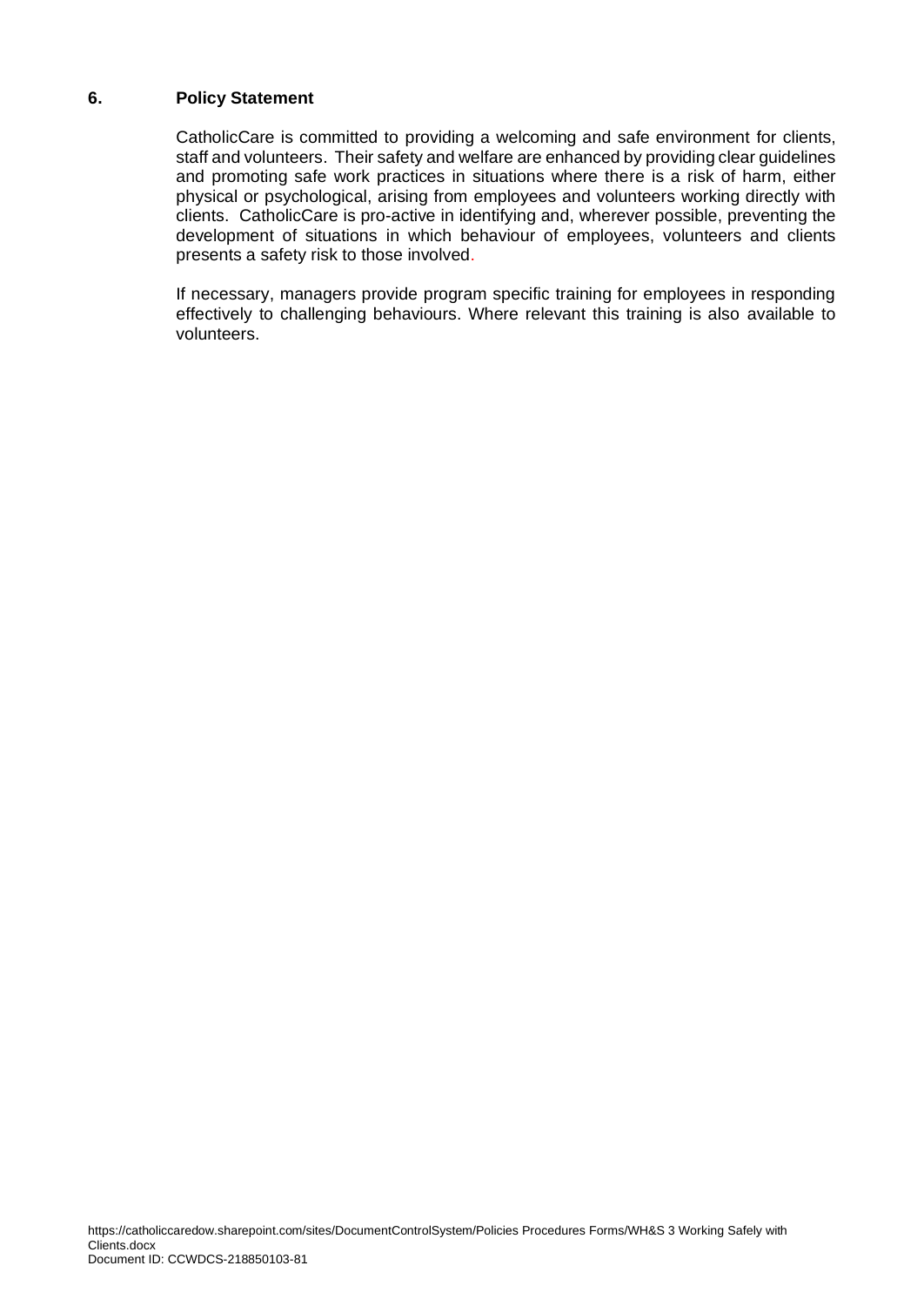## 6. Policy Statement

CatholicCare is committed to providing a welcoming and safe environment for clients, staff and volunteers. Their safety and welfare are enhanced by providing clear guidelines and promoting safe work practices in situations where there is a risk of harm, either physical or psychological, arising from employees and volunteers working directly with clients. CatholicCare is pro-active in identifying and, wherever possible, preventing the development of situations in which behaviour of employees, volunteers and clients presents a safety risk to those involved.

If necessary, managers provide program specific training for employees in responding effectively to challenging behaviours. Where relevant this training is also available to volunteers.